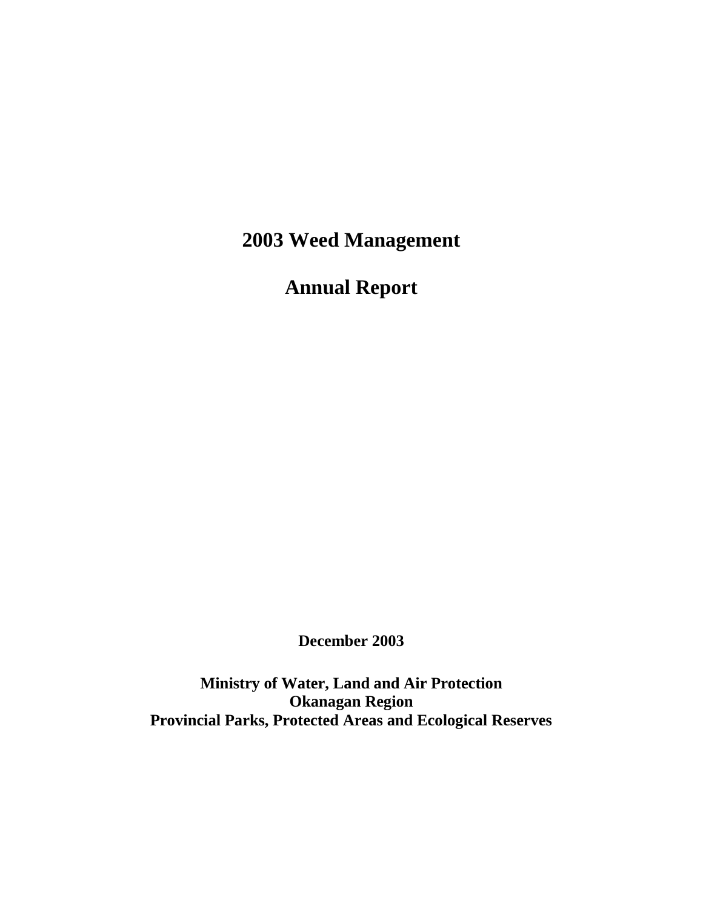# 2003 Weed Management

# Annual Report

**December 2003**

**Ministry of Water, Land and Air Protection**
**Okanagan Region**
**Provincial Parks, Protected Areas and Ecological Reserves**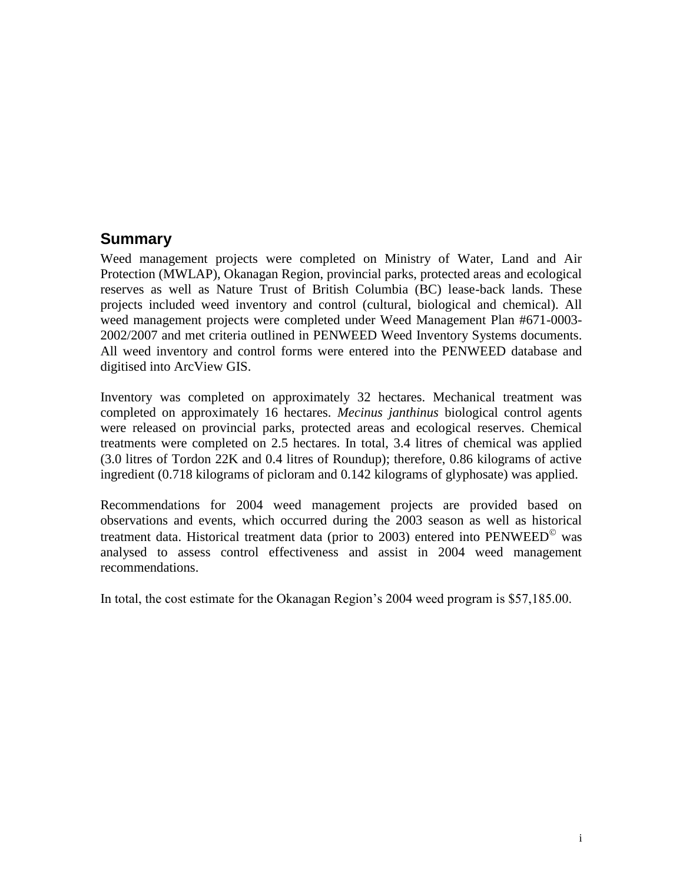## Summary

Weed management projects were completed on Ministry of Water, Land and Air Protection (MWLAP), Okanagan Region, provincial parks, protected areas and ecological reserves as well as Nature Trust of British Columbia (BC) lease-back lands. These projects included weed inventory and control (cultural, biological and chemical). All weed management projects were completed under Weed Management Plan #671-0003-2002/2007 and met criteria outlined in PENWEED Weed Inventory Systems documents. All weed inventory and control forms were entered into the PENWEED database and digitised into ArcView GIS.

Inventory was completed on approximately 32 hectares. Mechanical treatment was completed on approximately 16 hectares. *Mecinus janthinus* biological control agents were released on provincial parks, protected areas and ecological reserves. Chemical treatments were completed on 2.5 hectares. In total, 3.4 litres of chemical was applied (3.0 litres of Tordon 22K and 0.4 litres of Roundup); therefore, 0.86 kilograms of active ingredient (0.718 kilograms of picloram and 0.142 kilograms of glyphosate) was applied.

Recommendations for 2004 weed management projects are provided based on observations and events, which occurred during the 2003 season as well as historical treatment data. Historical treatment data (prior to 2003) entered into PENWEED© was analysed to assess control effectiveness and assist in 2004 weed management recommendations.

In total, the cost estimate for the Okanagan Region's 2004 weed program is $57,185.00.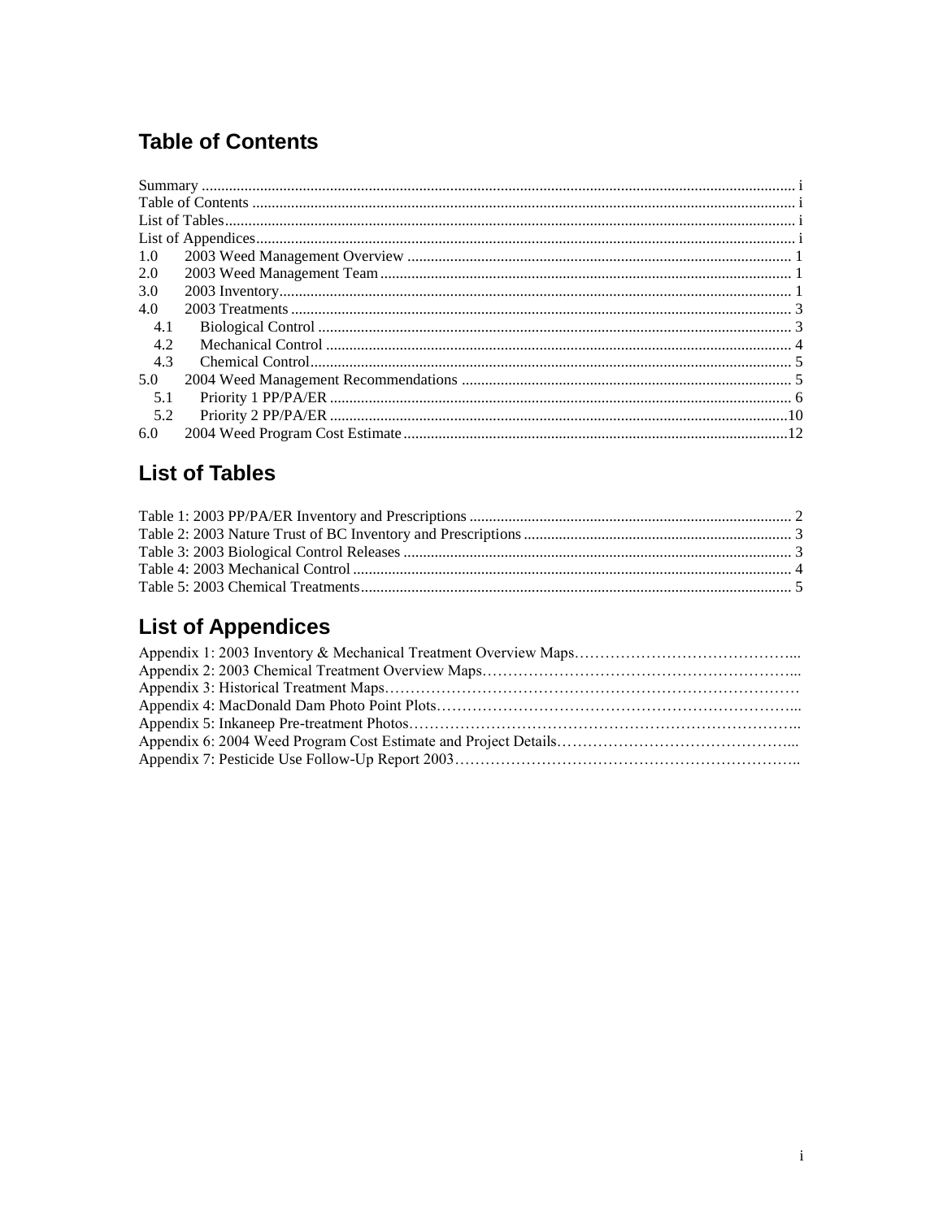# Table of Contents

Summary ........................................................................................................................................ i
Table of Contents ........................................................................................................................... i
List of Tables.................................................................................................................................. i
List of Appendices.......................................................................................................................... i
1.0 2003 Weed Management Overview ................................................................................... 1
2.0 2003 Weed Management Team.......................................................................................... 1
3.0 2003 Inventory.................................................................................................................... 1
4.0 2003 Treatments ................................................................................................................. 3
  4.1 Biological Control ......................................................................................................... 3
  4.2 Mechanical Control ....................................................................................................... 4
  4.3 Chemical Control........................................................................................................... 5
5.0 2004 Weed Management Recommendations ..................................................................... 5
  5.1 Priority 1 PP/PA/ER ...................................................................................................... 6
  5.2 Priority 2 PP/PA/ER .....................................................................................................10
6.0 2004 Weed Program Cost Estimate...................................................................................12

# List of Tables

Table 1: 2003 PP/PA/ER Inventory and Prescriptions .................................................................. 2
Table 2: 2003 Nature Trust of BC Inventory and Prescriptions .................................................... 3
Table 3: 2003 Biological Control Releases ................................................................................... 3
Table 4: 2003 Mechanical Control ................................................................................................ 4
Table 5: 2003 Chemical Treatments.............................................................................................. 5

# List of Appendices

Appendix 1: 2003 Inventory & Mechanical Treatment Overview Maps……………………………………...
Appendix 2: 2003 Chemical Treatment Overview Maps……………………………………………………...
Appendix 3: Historical Treatment Maps…………………………………………………………………………
Appendix 4: MacDonald Dam Photo Point Plots………………………………………………………………...
Appendix 5: Inkaneep Pre-treatment Photos……………………………………………………………………..
Appendix 6: 2004 Weed Program Cost Estimate and Project Details………………………………………...
Appendix 7: Pesticide Use Follow-Up Report 2003……………………………………………………………..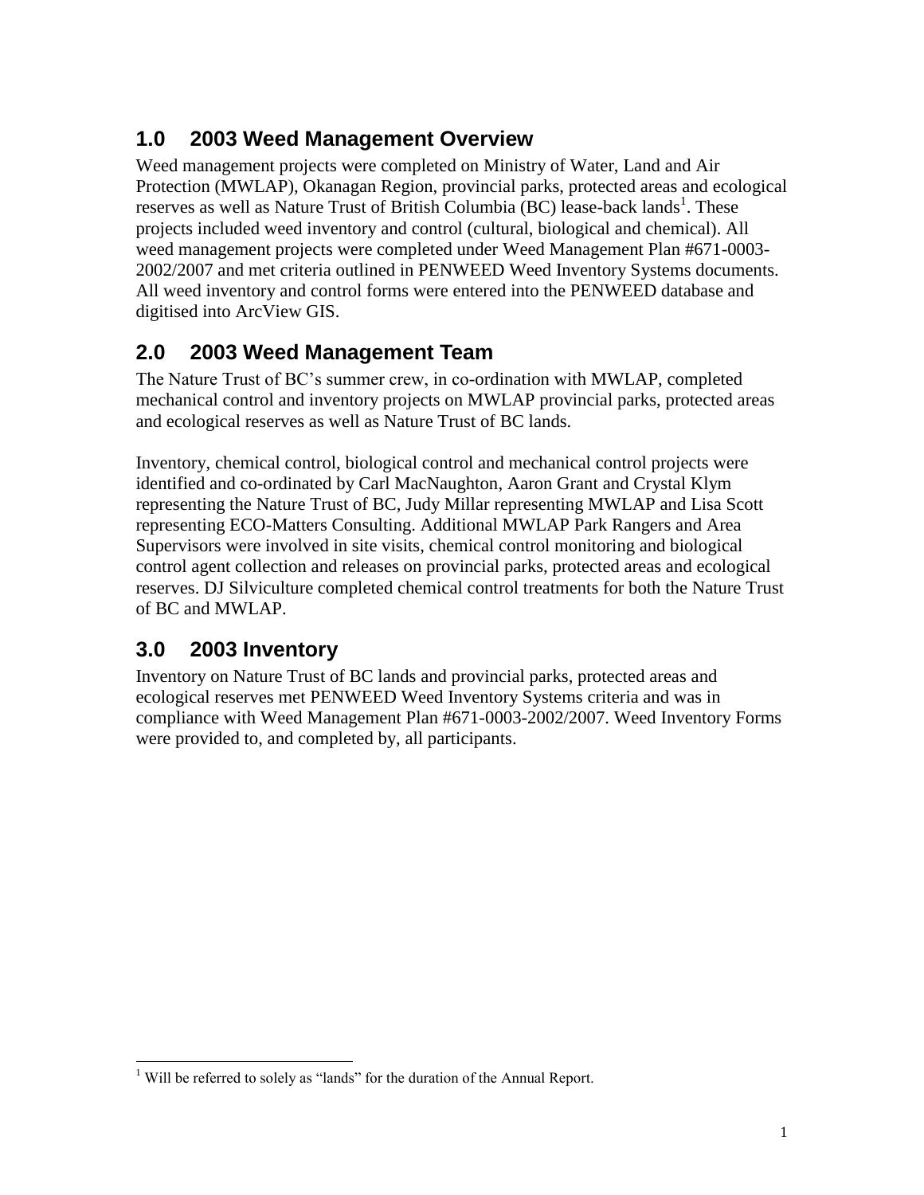## 1.0 2003 Weed Management Overview

Weed management projects were completed on Ministry of Water, Land and Air Protection (MWLAP), Okanagan Region, provincial parks, protected areas and ecological reserves as well as Nature Trust of British Columbia (BC) lease-back lands[1]. These projects included weed inventory and control (cultural, biological and chemical). All weed management projects were completed under Weed Management Plan #671-0003-2002/2007 and met criteria outlined in PENWEED Weed Inventory Systems documents. All weed inventory and control forms were entered into the PENWEED database and digitised into ArcView GIS.

## 2.0 2003 Weed Management Team

The Nature Trust of BC's summer crew, in co-ordination with MWLAP, completed mechanical control and inventory projects on MWLAP provincial parks, protected areas and ecological reserves as well as Nature Trust of BC lands.

Inventory, chemical control, biological control and mechanical control projects were identified and co-ordinated by Carl MacNaughton, Aaron Grant and Crystal Klym representing the Nature Trust of BC, Judy Millar representing MWLAP and Lisa Scott representing ECO-Matters Consulting. Additional MWLAP Park Rangers and Area Supervisors were involved in site visits, chemical control monitoring and biological control agent collection and releases on provincial parks, protected areas and ecological reserves. DJ Silviculture completed chemical control treatments for both the Nature Trust of BC and MWLAP.

## 3.0 2003 Inventory

Inventory on Nature Trust of BC lands and provincial parks, protected areas and ecological reserves met PENWEED Weed Inventory Systems criteria and was in compliance with Weed Management Plan #671-0003-2002/2007. Weed Inventory Forms were provided to, and completed by, all participants.

[1] Will be referred to solely as "lands" for the duration of the Annual Report.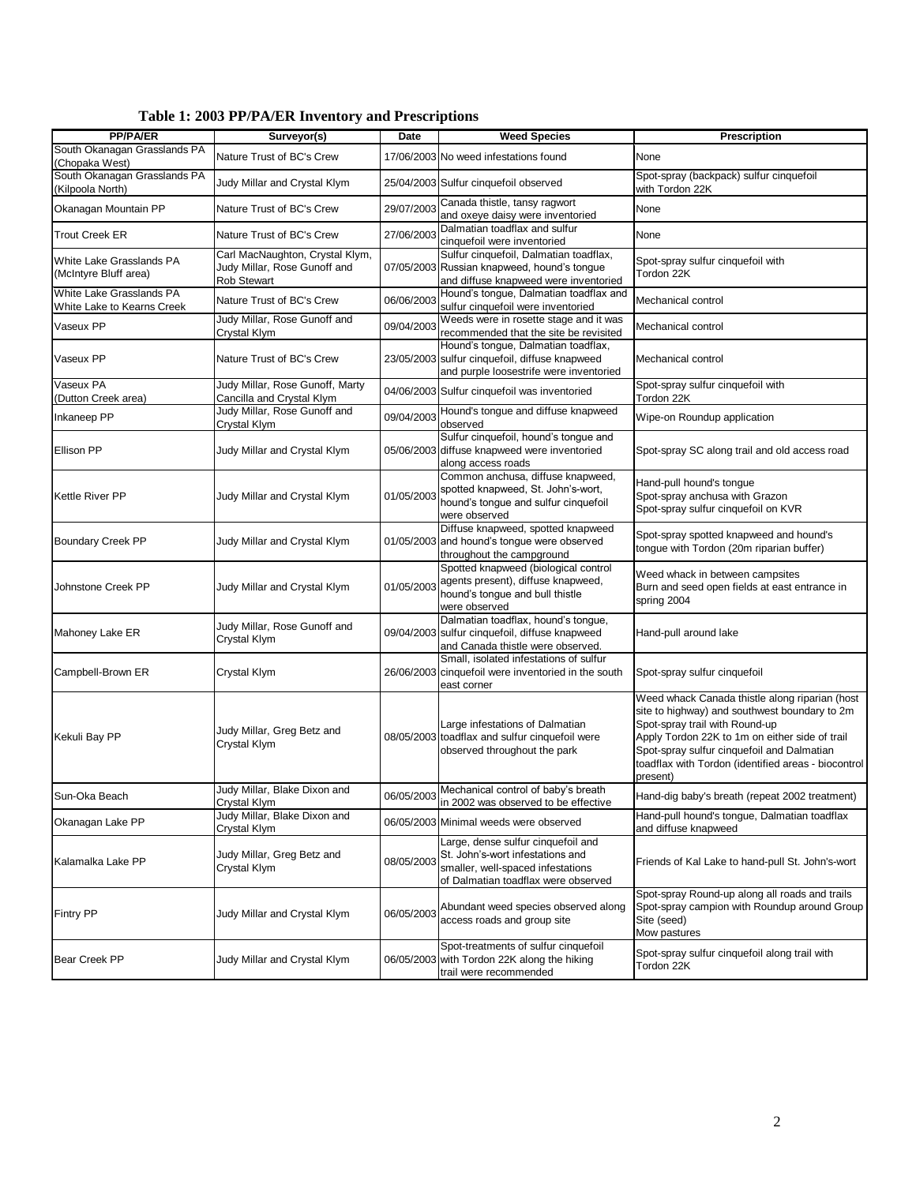**Table 1: 2003 PP/PA/ER Inventory and Prescriptions**

| PP/PA/ER | Surveyor(s) | Date | Weed Species | Prescription |
|---|---|---|---|---|
| South Okanagan Grasslands PA (Chopaka West) | Nature Trust of BC's Crew | 17/06/2003 | No weed infestations found | None |
| South Okanagan Grasslands PA (Kilpoola North) | Judy Millar and Crystal Klym | 25/04/2003 | Sulfur cinquefoil observed | Spot-spray (backpack) sulfur cinquefoil with Tordon 22K |
| Okanagan Mountain PP | Nature Trust of BC's Crew | 29/07/2003 | Canada thistle, tansy ragwort and oxeye daisy were inventoried | None |
| Trout Creek ER | Nature Trust of BC's Crew | 27/06/2003 | Dalmatian toadflax and sulfur cinquefoil were inventoried | None |
| White Lake Grasslands PA (McIntyre Bluff area) | Carl MacNaughton, Crystal Klym, Judy Millar, Rose Gunoff and Rob Stewart | 07/05/2003 | Sulfur cinquefoil, Dalmatian toadflax, Russian knapweed, hound's tongue and diffuse knapweed were inventoried | Spot-spray sulfur cinquefoil with Tordon 22K |
| White Lake Grasslands PA White Lake to Kearns Creek | Nature Trust of BC's Crew | 06/06/2003 | Hound's tongue, Dalmatian toadflax and sulfur cinquefoil were inventoried | Mechanical control |
| Vaseux PP | Judy Millar, Rose Gunoff and Crystal Klym | 09/04/2003 | Weeds were in rosette stage and it was recommended that the site be revisited | Mechanical control |
| Vaseux PP | Nature Trust of BC's Crew | 23/05/2003 | Hound's tongue, Dalmatian toadflax, sulfur cinquefoil, diffuse knapweed and purple loosestrife were inventoried | Mechanical control |
| Vaseux PA (Dutton Creek area) | Judy Millar, Rose Gunoff, Marty Cancilla and Crystal Klym | 04/06/2003 | Sulfur cinquefoil was inventoried | Spot-spray sulfur cinquefoil with Tordon 22K |
| Inkaneep PP | Judy Millar, Rose Gunoff and Crystal Klym | 09/04/2003 | Hound's tongue and diffuse knapweed observed | Wipe-on Roundup application |
| Ellison PP | Judy Millar and Crystal Klym | 05/06/2003 | Sulfur cinquefoil, hound's tongue and diffuse knapweed were inventoried along access roads | Spot-spray SC along trail and old access road |
| Kettle River PP | Judy Millar and Crystal Klym | 01/05/2003 | Common anchusa, diffuse knapweed, spotted knapweed, St. John's-wort, hound's tongue and sulfur cinquefoil were observed | Hand-pull hound's tongue<br>Spot-spray anchusa with Grazon<br>Spot-spray sulfur cinquefoil on KVR |
| Boundary Creek PP | Judy Millar and Crystal Klym | 01/05/2003 | Diffuse knapweed, spotted knapweed and hound's tongue were observed throughout the campground | Spot-spray spotted knapweed and hound's tongue with Tordon (20m riparian buffer) |
| Johnstone Creek PP | Judy Millar and Crystal Klym | 01/05/2003 | Spotted knapweed (biological control agents present), diffuse knapweed, hound's tongue and bull thistle were observed | Weed whack in between campsites<br>Burn and seed open fields at east entrance in spring 2004 |
| Mahoney Lake ER | Judy Millar, Rose Gunoff and Crystal Klym | 09/04/2003 | Dalmatian toadflax, hound's tongue, sulfur cinquefoil, diffuse knapweed and Canada thistle were observed. | Hand-pull around lake |
| Campbell-Brown ER | Crystal Klym | 26/06/2003 | Small, isolated infestations of sulfur cinquefoil were inventoried in the south east corner | Spot-spray sulfur cinquefoil |
| Kekuli Bay PP | Judy Millar, Greg Betz and Crystal Klym | 08/05/2003 | Large infestations of Dalmatian toadflax and sulfur cinquefoil were observed throughout the park | Weed whack Canada thistle along riparian (host site to highway) and southwest boundary to 2m<br>Spot-spray trail with Round-up<br>Apply Tordon 22K to 1m on either side of trail<br>Spot-spray sulfur cinquefoil and Dalmatian toadflax with Tordon (identified areas - biocontrol present) |
| Sun-Oka Beach | Judy Millar, Blake Dixon and Crystal Klym | 06/05/2003 | Mechanical control of baby's breath in 2002 was observed to be effective | Hand-dig baby's breath (repeat 2002 treatment) |
| Okanagan Lake PP | Judy Millar, Blake Dixon and Crystal Klym | 06/05/2003 | Minimal weeds were observed | Hand-pull hound's tongue, Dalmatian toadflax and diffuse knapweed |
| Kalamalka Lake PP | Judy Millar, Greg Betz and Crystal Klym | 08/05/2003 | Large, dense sulfur cinquefoil and St. John's-wort infestations and smaller, well-spaced infestations of Dalmatian toadflax were observed | Friends of Kal Lake to hand-pull St. John's-wort |
| Fintry PP | Judy Millar and Crystal Klym | 06/05/2003 | Abundant weed species observed along access roads and group site | Spot-spray Round-up along all roads and trails<br>Spot-spray campion with Roundup around Group Site (seed)<br>Mow pastures |
| Bear Creek PP | Judy Millar and Crystal Klym | 06/05/2003 | Spot-treatments of sulfur cinquefoil with Tordon 22K along the hiking trail were recommended | Spot-spray sulfur cinquefoil along trail with Tordon 22K |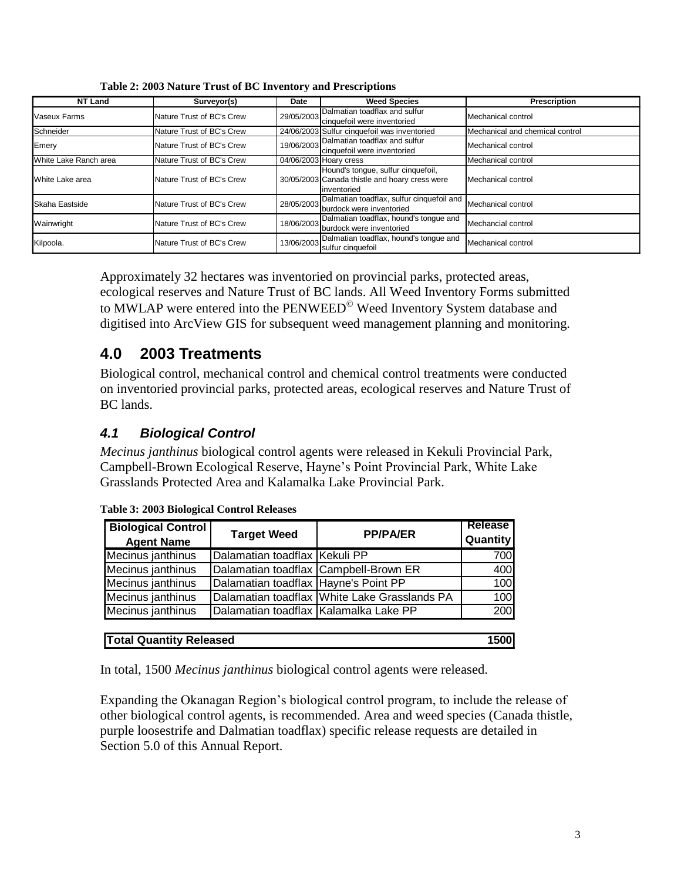**Table 2: 2003 Nature Trust of BC Inventory and Prescriptions**

| NT Land | Surveyor(s) | Date | Weed Species | Prescription |
|---|---|---|---|---|
| Vaseux Farms | Nature Trust of BC's Crew | 29/05/2003 | Dalmatian toadflax and sulfur cinquefoil were inventoried | Mechanical control |
| Schneider | Nature Trust of BC's Crew | 24/06/2003 | Sulfur cinquefoil was inventoried | Mechanical and chemical control |
| Emery | Nature Trust of BC's Crew | 19/06/2003 | Dalmatian toadflax and sulfur cinquefoil were inventoried | Mechanical control |
| White Lake Ranch area | Nature Trust of BC's Crew | 04/06/2003 | Hoary cress | Mechanical control |
| White Lake area | Nature Trust of BC's Crew | 30/05/2003 | Hound's tongue, sulfur cinquefoil, Canada thistle and hoary cress were inventoried | Mechanical control |
| Skaha Eastside | Nature Trust of BC's Crew | 28/05/2003 | Dalmatian toadflax, sulfur cinquefoil and burdock were inventoried | Mechanical control |
| Wainwright | Nature Trust of BC's Crew | 18/06/2003 | Dalmatian toadflax, hound's tongue and burdock were inventoried | Mechancial control |
| Kilpoola. | Nature Trust of BC's Crew | 13/06/2003 | Dalmatian toadflax, hound's tongue and sulfur cinquefoil | Mechanical control |

Approximately 32 hectares was inventoried on provincial parks, protected areas, ecological reserves and Nature Trust of BC lands. All Weed Inventory Forms submitted to MWLAP were entered into the PENWEED© Weed Inventory System database and digitised into ArcView GIS for subsequent weed management planning and monitoring.

# 4.0 2003 Treatments

Biological control, mechanical control and chemical control treatments were conducted on inventoried provincial parks, protected areas, ecological reserves and Nature Trust of BC lands.

## 4.1 Biological Control

*Mecinus janthinus* biological control agents were released in Kekuli Provincial Park, Campbell-Brown Ecological Reserve, Hayne's Point Provincial Park, White Lake Grasslands Protected Area and Kalamalka Lake Provincial Park.

**Table 3: 2003 Biological Control Releases**

| Biological Control Agent Name | Target Weed | PP/PA/ER | Release Quantity |
|---|---|---|---|
| Mecinus janthinus | Dalamatian toadflax | Kekuli PP | 700 |
| Mecinus janthinus | Dalamatian toadflax | Campbell-Brown ER | 400 |
| Mecinus janthinus | Dalamatian toadflax | Hayne's Point PP | 100 |
| Mecinus janthinus | Dalamatian toadflax | White Lake Grasslands PA | 100 |
| Mecinus janthinus | Dalamatian toadflax | Kalamalka Lake PP | 200 |
| **Total Quantity Released** | | | **1500** |

In total, 1500 *Mecinus janthinus* biological control agents were released.

Expanding the Okanagan Region's biological control program, to include the release of other biological control agents, is recommended. Area and weed species (Canada thistle, purple loosestrife and Dalmatian toadflax) specific release requests are detailed in Section 5.0 of this Annual Report.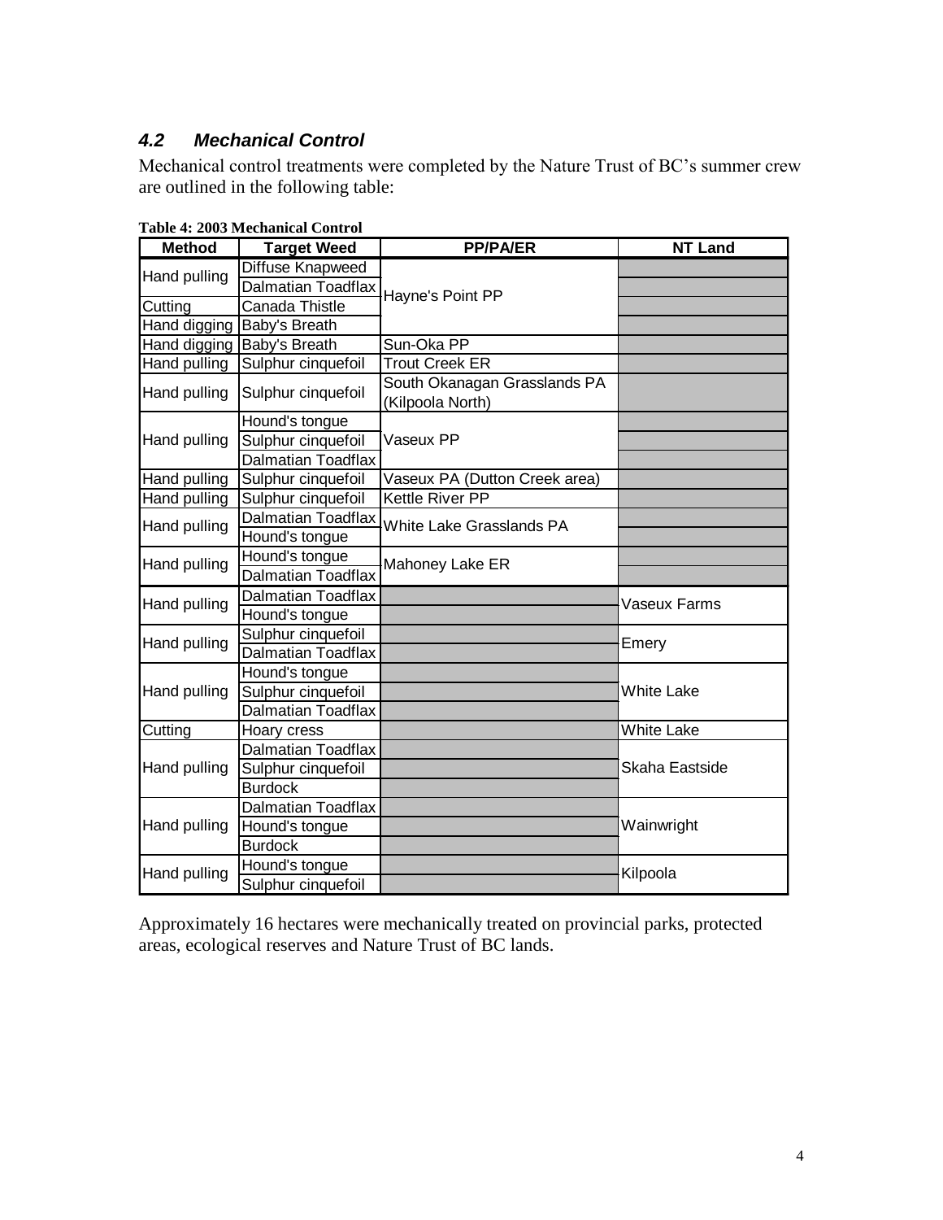### *4.2 Mechanical Control*

Mechanical control treatments were completed by the Nature Trust of BC's summer crew are outlined in the following table:

**Table 4: 2003 Mechanical Control**

| Method | Target Weed | PP/PA/ER | NT Land |
|---|---|---|---|
| Hand pulling | Diffuse Knapweed | Hayne's Point PP | |
| | Dalmatian Toadflax | | |
| Cutting | Canada Thistle | | |
| Hand digging | Baby's Breath | | |
| Hand digging | Baby's Breath | Sun-Oka PP | |
| Hand pulling | Sulphur cinquefoil | Trout Creek ER | |
| Hand pulling | Sulphur cinquefoil | South Okanagan Grasslands PA (Kilpoola North) | |
| Hand pulling | Hound's tongue | Vaseux PP | |
| | Sulphur cinquefoil | | |
| | Dalmatian Toadflax | | |
| Hand pulling | Sulphur cinquefoil | Vaseux PA (Dutton Creek area) | |
| Hand pulling | Sulphur cinquefoil | Kettle River PP | |
| Hand pulling | Dalmatian Toadflax | White Lake Grasslands PA | |
| | Hound's tongue | | |
| Hand pulling | Hound's tongue | Mahoney Lake ER | |
| | Dalmatian Toadflax | | |
| Hand pulling | Dalmatian Toadflax | | Vaseux Farms |
| | Hound's tongue | | |
| Hand pulling | Sulphur cinquefoil | | Emery |
| | Dalmatian Toadflax | | |
| Hand pulling | Hound's tongue | | White Lake |
| | Sulphur cinquefoil | | |
| | Dalmatian Toadflax | | |
| Cutting | Hoary cress | | White Lake |
| Hand pulling | Dalmatian Toadflax | | Skaha Eastside |
| | Sulphur cinquefoil | | |
| | Burdock | | |
| Hand pulling | Dalmatian Toadflax | | Wainwright |
| | Hound's tongue | | |
| | Burdock | | |
| Hand pulling | Hound's tongue | | Kilpoola |
| | Sulphur cinquefoil | | |

Approximately 16 hectares were mechanically treated on provincial parks, protected areas, ecological reserves and Nature Trust of BC lands.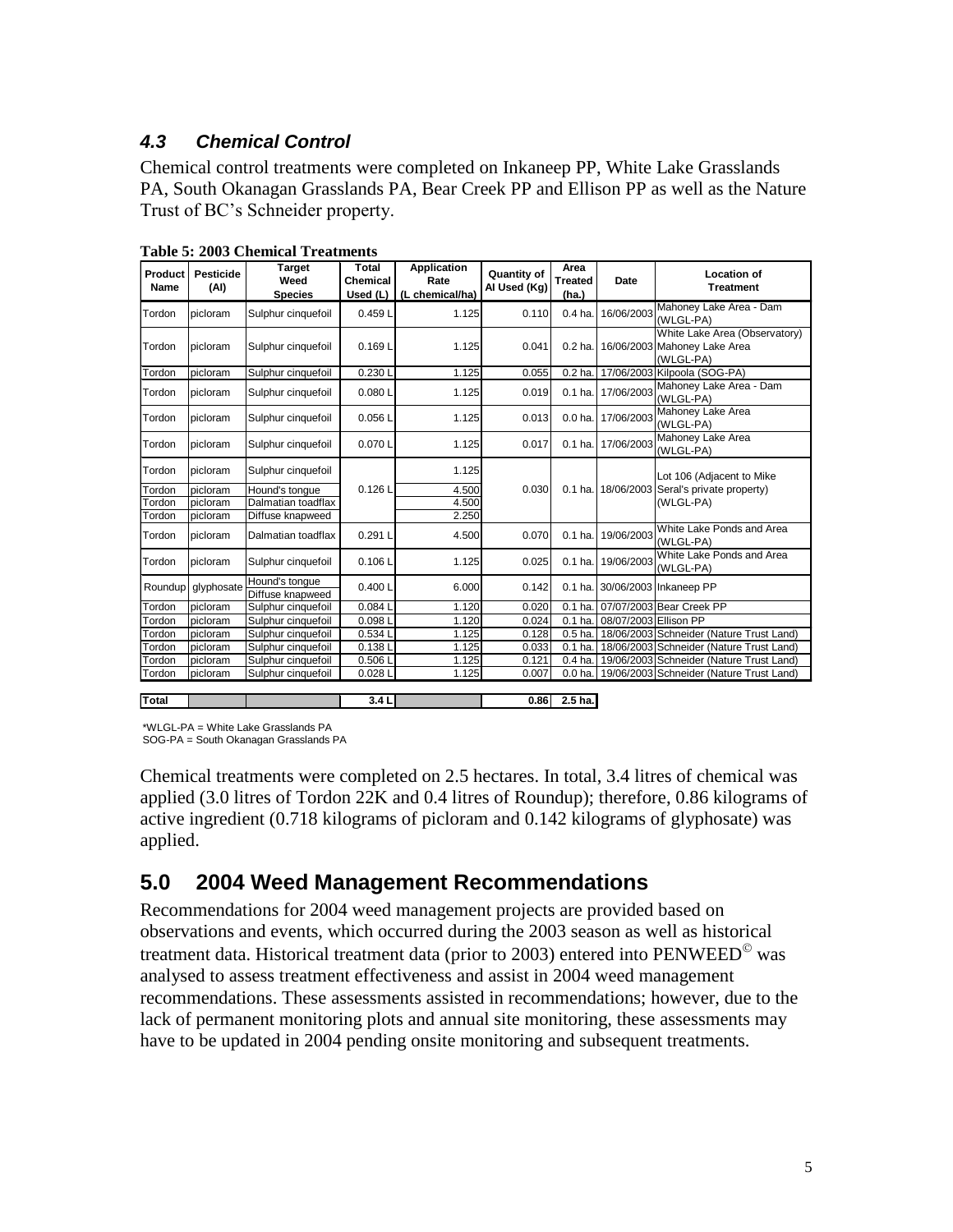### *4.3 Chemical Control*

Chemical control treatments were completed on Inkaneep PP, White Lake Grasslands PA, South Okanagan Grasslands PA, Bear Creek PP and Ellison PP as well as the Nature Trust of BC's Schneider property.

**Table 5: 2003 Chemical Treatments**

| Product Name | Pesticide (AI) | Target Weed Species | Total Chemical Used (L) | Application Rate (L chemical/ha) | Quantity of AI Used (Kg) | Area Treated (ha.) | Date | Location of Treatment |
|---|---|---|---|---|---|---|---|---|
| Tordon | picloram | Sulphur cinquefoil | 0.459 L | 1.125 | 0.110 | 0.4 ha. | 16/06/2003 | Mahoney Lake Area - Dam (WLGL-PA) |
| Tordon | picloram | Sulphur cinquefoil | 0.169 L | 1.125 | 0.041 | 0.2 ha. | 16/06/2003 | White Lake Area (Observatory) Mahoney Lake Area (WLGL-PA) |
| Tordon | picloram | Sulphur cinquefoil | 0.230 L | 1.125 | 0.055 | 0.2 ha. | 17/06/2003 | Kilpoola (SOG-PA) |
| Tordon | picloram | Sulphur cinquefoil | 0.080 L | 1.125 | 0.019 | 0.1 ha. | 17/06/2003 | Mahoney Lake Area - Dam (WLGL-PA) |
| Tordon | picloram | Sulphur cinquefoil | 0.056 L | 1.125 | 0.013 | 0.0 ha. | 17/06/2003 | Mahoney Lake Area (WLGL-PA) |
| Tordon | picloram | Sulphur cinquefoil | 0.070 L | 1.125 | 0.017 | 0.1 ha. | 17/06/2003 | Mahoney Lake Area (WLGL-PA) |
| Tordon | picloram | Sulphur cinquefoil | 0.126 L | 1.125 | 0.030 | 0.1 ha. | 18/06/2003 | Lot 106 (Adjacent to Mike Seral's private property) (WLGL-PA) |
| Tordon | picloram | Hound's tongue | | 4.500 | | | | |
| Tordon | picloram | Dalmatian toadflax | | 4.500 | | | | |
| Tordon | picloram | Diffuse knapweed | | 2.250 | | | | |
| Tordon | picloram | Dalmatian toadflax | 0.291 L | 4.500 | 0.070 | 0.1 ha. | 19/06/2003 | White Lake Ponds and Area (WLGL-PA) |
| Tordon | picloram | Sulphur cinquefoil | 0.106 L | 1.125 | 0.025 | 0.1 ha. | 19/06/2003 | White Lake Ponds and Area (WLGL-PA) |
| Roundup | glyphosate | Hound's tongue Diffuse knapweed | 0.400 L | 6.000 | 0.142 | 0.1 ha. | 30/06/2003 | Inkaneep PP |
| Tordon | picloram | Sulphur cinquefoil | 0.084 L | 1.120 | 0.020 | 0.1 ha. | 07/07/2003 | Bear Creek PP |
| Tordon | picloram | Sulphur cinquefoil | 0.098 L | 1.120 | 0.024 | 0.1 ha. | 08/07/2003 | Ellison PP |
| Tordon | picloram | Sulphur cinquefoil | 0.534 L | 1.125 | 0.128 | 0.5 ha. | 18/06/2003 | Schneider (Nature Trust Land) |
| Tordon | picloram | Sulphur cinquefoil | 0.138 L | 1.125 | 0.033 | 0.1 ha. | 18/06/2003 | Schneider (Nature Trust Land) |
| Tordon | picloram | Sulphur cinquefoil | 0.506 L | 1.125 | 0.121 | 0.4 ha. | 19/06/2003 | Schneider (Nature Trust Land) |
| Tordon | picloram | Sulphur cinquefoil | 0.028 L | 1.125 | 0.007 | 0.0 ha. | 19/06/2003 | Schneider (Nature Trust Land) |
| **Total** | | | **3.4 L** | | **0.86** | **2.5 ha.** | | |

*WLGL-PA = White Lake Grasslands PA
SOG-PA = South Okanagan Grasslands PA

Chemical treatments were completed on 2.5 hectares. In total, 3.4 litres of chemical was applied (3.0 litres of Tordon 22K and 0.4 litres of Roundup); therefore, 0.86 kilograms of active ingredient (0.718 kilograms of picloram and 0.142 kilograms of glyphosate) was applied.

## 5.0 2004 Weed Management Recommendations

Recommendations for 2004 weed management projects are provided based on observations and events, which occurred during the 2003 season as well as historical treatment data. Historical treatment data (prior to 2003) entered into PENWEED© was analysed to assess treatment effectiveness and assist in 2004 weed management recommendations. These assessments assisted in recommendations; however, due to the lack of permanent monitoring plots and annual site monitoring, these assessments may have to be updated in 2004 pending onsite monitoring and subsequent treatments.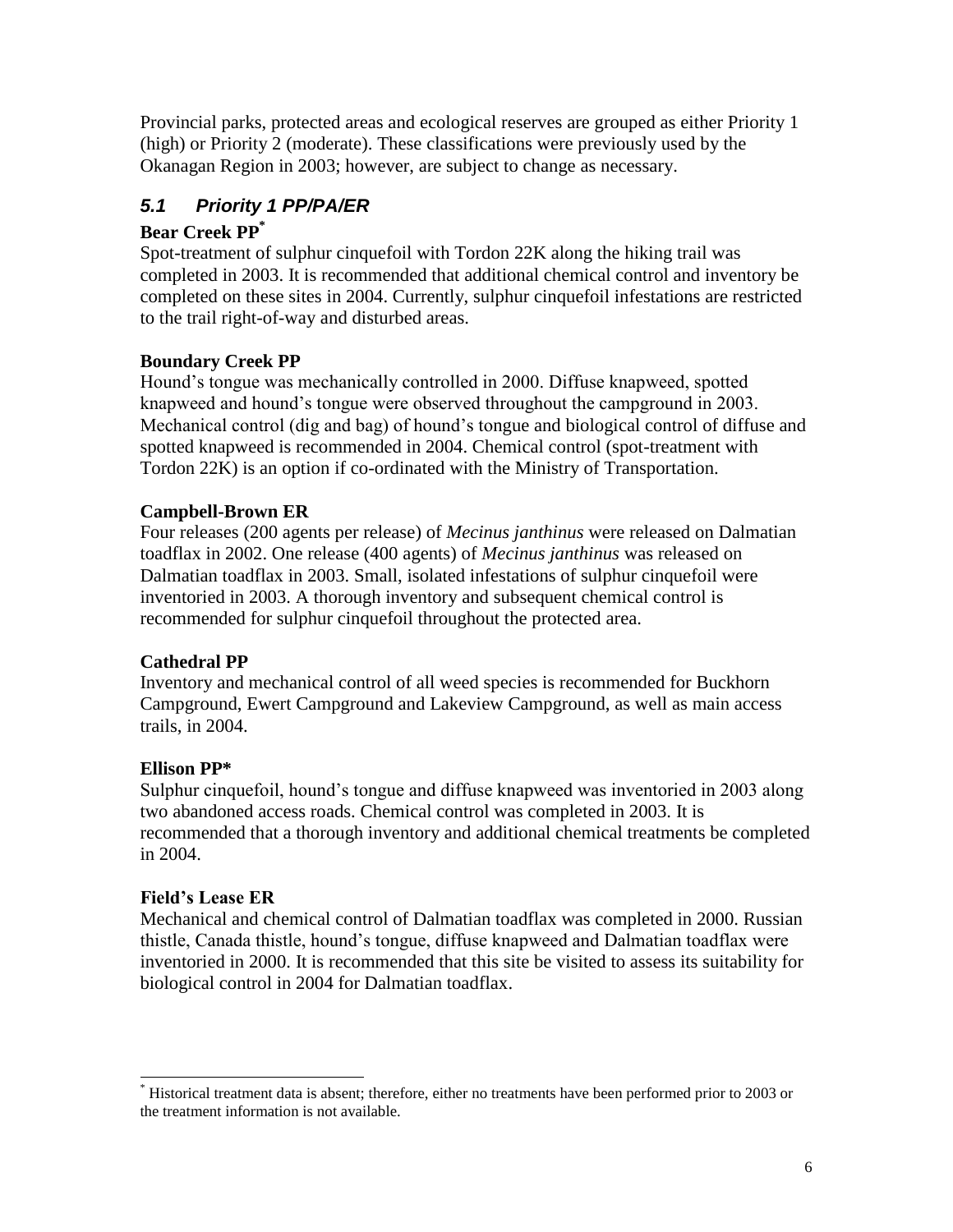Provincial parks, protected areas and ecological reserves are grouped as either Priority 1 (high) or Priority 2 (moderate). These classifications were previously used by the Okanagan Region in 2003; however, are subject to change as necessary.

## *5.1 Priority 1 PP/PA/ER*

**Bear Creek PP***

Spot-treatment of sulphur cinquefoil with Tordon 22K along the hiking trail was completed in 2003. It is recommended that additional chemical control and inventory be completed on these sites in 2004. Currently, sulphur cinquefoil infestations are restricted to the trail right-of-way and disturbed areas.

**Boundary Creek PP**

Hound's tongue was mechanically controlled in 2000. Diffuse knapweed, spotted knapweed and hound's tongue were observed throughout the campground in 2003. Mechanical control (dig and bag) of hound's tongue and biological control of diffuse and spotted knapweed is recommended in 2004. Chemical control (spot-treatment with Tordon 22K) is an option if co-ordinated with the Ministry of Transportation.

**Campbell-Brown ER**

Four releases (200 agents per release) of *Mecinus janthinus* were released on Dalmatian toadflax in 2002. One release (400 agents) of *Mecinus janthinus* was released on Dalmatian toadflax in 2003. Small, isolated infestations of sulphur cinquefoil were inventoried in 2003. A thorough inventory and subsequent chemical control is recommended for sulphur cinquefoil throughout the protected area.

**Cathedral PP**

Inventory and mechanical control of all weed species is recommended for Buckhorn Campground, Ewert Campground and Lakeview Campground, as well as main access trails, in 2004.

**Ellison PP***

Sulphur cinquefoil, hound's tongue and diffuse knapweed was inventoried in 2003 along two abandoned access roads. Chemical control was completed in 2003. It is recommended that a thorough inventory and additional chemical treatments be completed in 2004.

**Field's Lease ER**

Mechanical and chemical control of Dalmatian toadflax was completed in 2000. Russian thistle, Canada thistle, hound's tongue, diffuse knapweed and Dalmatian toadflax were inventoried in 2000. It is recommended that this site be visited to assess its suitability for biological control in 2004 for Dalmatian toadflax.

---

* Historical treatment data is absent; therefore, either no treatments have been performed prior to 2003 or the treatment information is not available.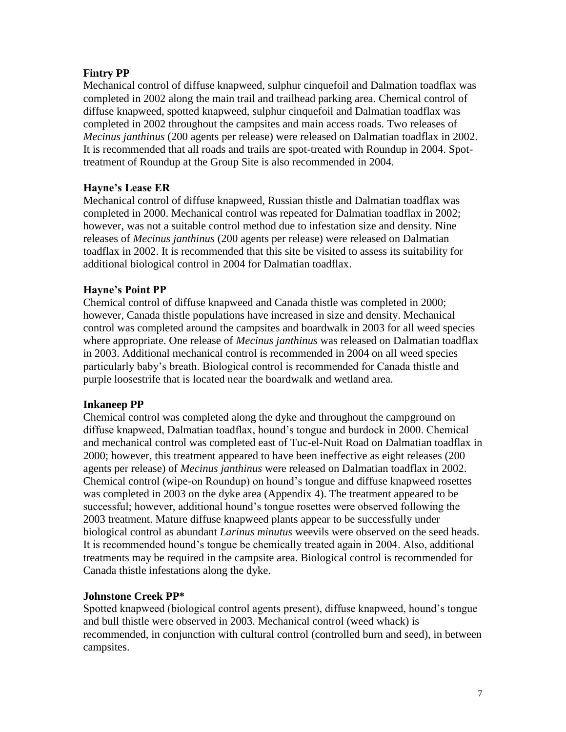**Fintry PP**

Mechanical control of diffuse knapweed, sulphur cinquefoil and Dalmation toadflax was completed in 2002 along the main trail and trailhead parking area. Chemical control of diffuse knapweed, spotted knapweed, sulphur cinquefoil and Dalmatian toadflax was completed in 2002 throughout the campsites and main access roads. Two releases of *Mecinus janthinus* (200 agents per release) were released on Dalmatian toadflax in 2002. It is recommended that all roads and trails are spot-treated with Roundup in 2004. Spot-treatment of Roundup at the Group Site is also recommended in 2004.

**Hayne's Lease ER**

Mechanical control of diffuse knapweed, Russian thistle and Dalmatian toadflax was completed in 2000. Mechanical control was repeated for Dalmatian toadflax in 2002; however, was not a suitable control method due to infestation size and density. Nine releases of *Mecinus janthinus* (200 agents per release) were released on Dalmatian toadflax in 2002. It is recommended that this site be visited to assess its suitability for additional biological control in 2004 for Dalmatian toadflax.

**Hayne's Point PP**

Chemical control of diffuse knapweed and Canada thistle was completed in 2000; however, Canada thistle populations have increased in size and density. Mechanical control was completed around the campsites and boardwalk in 2003 for all weed species where appropriate. One release of *Mecinus janthinus* was released on Dalmatian toadflax in 2003. Additional mechanical control is recommended in 2004 on all weed species particularly baby's breath. Biological control is recommended for Canada thistle and purple loosestrife that is located near the boardwalk and wetland area.

**Inkaneep PP**

Chemical control was completed along the dyke and throughout the campground on diffuse knapweed, Dalmatian toadflax, hound's tongue and burdock in 2000. Chemical and mechanical control was completed east of Tuc-el-Nuit Road on Dalmatian toadflax in 2000; however, this treatment appeared to have been ineffective as eight releases (200 agents per release) of *Mecinus janthinus* were released on Dalmatian toadflax in 2002. Chemical control (wipe-on Roundup) on hound's tongue and diffuse knapweed rosettes was completed in 2003 on the dyke area (Appendix 4). The treatment appeared to be successful; however, additional hound's tongue rosettes were observed following the 2003 treatment. Mature diffuse knapweed plants appear to be successfully under biological control as abundant *Larinus minutus* weevils were observed on the seed heads. It is recommended hound's tongue be chemically treated again in 2004. Also, additional treatments may be required in the campsite area. Biological control is recommended for Canada thistle infestations along the dyke.

**Johnstone Creek PP***

Spotted knapweed (biological control agents present), diffuse knapweed, hound's tongue and bull thistle were observed in 2003. Mechanical control (weed whack) is recommended, in conjunction with cultural control (controlled burn and seed), in between campsites.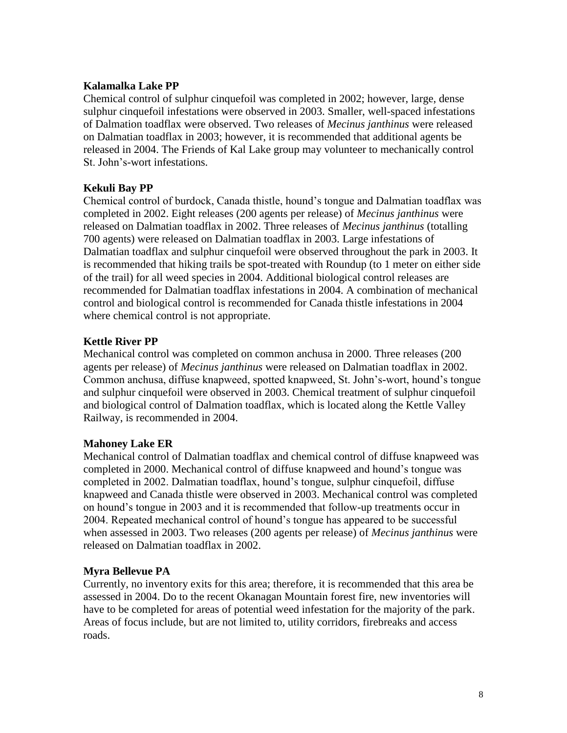**Kalamalka Lake PP**

Chemical control of sulphur cinquefoil was completed in 2002; however, large, dense sulphur cinquefoil infestations were observed in 2003. Smaller, well-spaced infestations of Dalmation toadflax were observed. Two releases of *Mecinus janthinus* were released on Dalmatian toadflax in 2003; however, it is recommended that additional agents be released in 2004. The Friends of Kal Lake group may volunteer to mechanically control St. John's-wort infestations.

**Kekuli Bay PP**

Chemical control of burdock, Canada thistle, hound's tongue and Dalmatian toadflax was completed in 2002. Eight releases (200 agents per release) of *Mecinus janthinus* were released on Dalmatian toadflax in 2002. Three releases of *Mecinus janthinus* (totalling 700 agents) were released on Dalmatian toadflax in 2003. Large infestations of Dalmatian toadflax and sulphur cinquefoil were observed throughout the park in 2003. It is recommended that hiking trails be spot-treated with Roundup (to 1 meter on either side of the trail) for all weed species in 2004. Additional biological control releases are recommended for Dalmatian toadflax infestations in 2004. A combination of mechanical control and biological control is recommended for Canada thistle infestations in 2004 where chemical control is not appropriate.

**Kettle River PP**

Mechanical control was completed on common anchusa in 2000. Three releases (200 agents per release) of *Mecinus janthinus* were released on Dalmatian toadflax in 2002. Common anchusa, diffuse knapweed, spotted knapweed, St. John's-wort, hound's tongue and sulphur cinquefoil were observed in 2003. Chemical treatment of sulphur cinquefoil and biological control of Dalmation toadflax, which is located along the Kettle Valley Railway, is recommended in 2004.

**Mahoney Lake ER**

Mechanical control of Dalmatian toadflax and chemical control of diffuse knapweed was completed in 2000. Mechanical control of diffuse knapweed and hound's tongue was completed in 2002. Dalmatian toadflax, hound's tongue, sulphur cinquefoil, diffuse knapweed and Canada thistle were observed in 2003. Mechanical control was completed on hound's tongue in 2003 and it is recommended that follow-up treatments occur in 2004. Repeated mechanical control of hound's tongue has appeared to be successful when assessed in 2003. Two releases (200 agents per release) of *Mecinus janthinus* were released on Dalmatian toadflax in 2002.

**Myra Bellevue PA**

Currently, no inventory exits for this area; therefore, it is recommended that this area be assessed in 2004. Do to the recent Okanagan Mountain forest fire, new inventories will have to be completed for areas of potential weed infestation for the majority of the park. Areas of focus include, but are not limited to, utility corridors, firebreaks and access roads.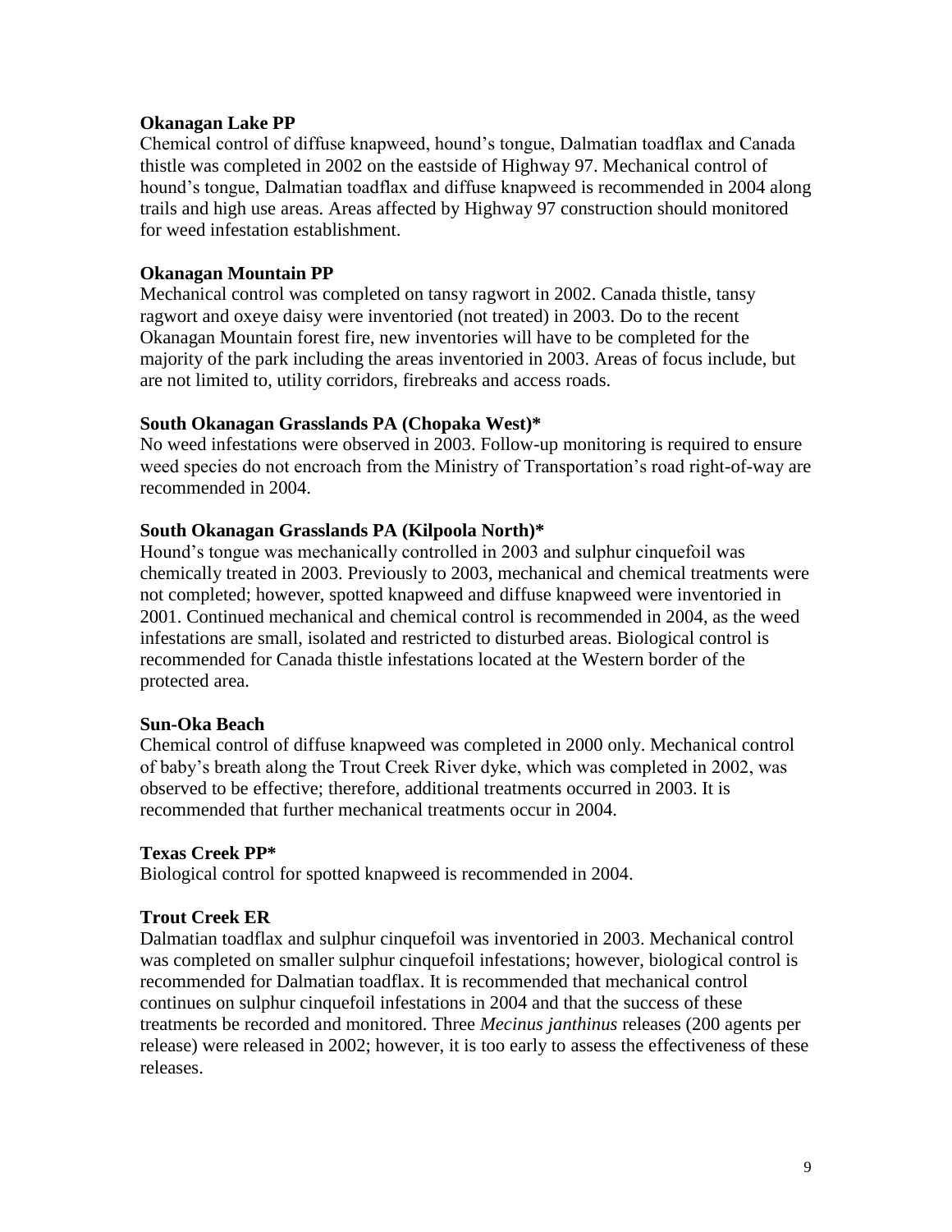**Okanagan Lake PP**

Chemical control of diffuse knapweed, hound's tongue, Dalmatian toadflax and Canada thistle was completed in 2002 on the eastside of Highway 97. Mechanical control of hound's tongue, Dalmatian toadflax and diffuse knapweed is recommended in 2004 along trails and high use areas. Areas affected by Highway 97 construction should monitored for weed infestation establishment.

**Okanagan Mountain PP**

Mechanical control was completed on tansy ragwort in 2002. Canada thistle, tansy ragwort and oxeye daisy were inventoried (not treated) in 2003. Do to the recent Okanagan Mountain forest fire, new inventories will have to be completed for the majority of the park including the areas inventoried in 2003. Areas of focus include, but are not limited to, utility corridors, firebreaks and access roads.

**South Okanagan Grasslands PA (Chopaka West)***

No weed infestations were observed in 2003. Follow-up monitoring is required to ensure weed species do not encroach from the Ministry of Transportation's road right-of-way are recommended in 2004.

**South Okanagan Grasslands PA (Kilpoola North)***

Hound's tongue was mechanically controlled in 2003 and sulphur cinquefoil was chemically treated in 2003. Previously to 2003, mechanical and chemical treatments were not completed; however, spotted knapweed and diffuse knapweed were inventoried in 2001. Continued mechanical and chemical control is recommended in 2004, as the weed infestations are small, isolated and restricted to disturbed areas. Biological control is recommended for Canada thistle infestations located at the Western border of the protected area.

**Sun-Oka Beach**

Chemical control of diffuse knapweed was completed in 2000 only. Mechanical control of baby's breath along the Trout Creek River dyke, which was completed in 2002, was observed to be effective; therefore, additional treatments occurred in 2003. It is recommended that further mechanical treatments occur in 2004.

**Texas Creek PP***

Biological control for spotted knapweed is recommended in 2004.

**Trout Creek ER**

Dalmatian toadflax and sulphur cinquefoil was inventoried in 2003. Mechanical control was completed on smaller sulphur cinquefoil infestations; however, biological control is recommended for Dalmatian toadflax. It is recommended that mechanical control continues on sulphur cinquefoil infestations in 2004 and that the success of these treatments be recorded and monitored. Three *Mecinus janthinus* releases (200 agents per release) were released in 2002; however, it is too early to assess the effectiveness of these releases.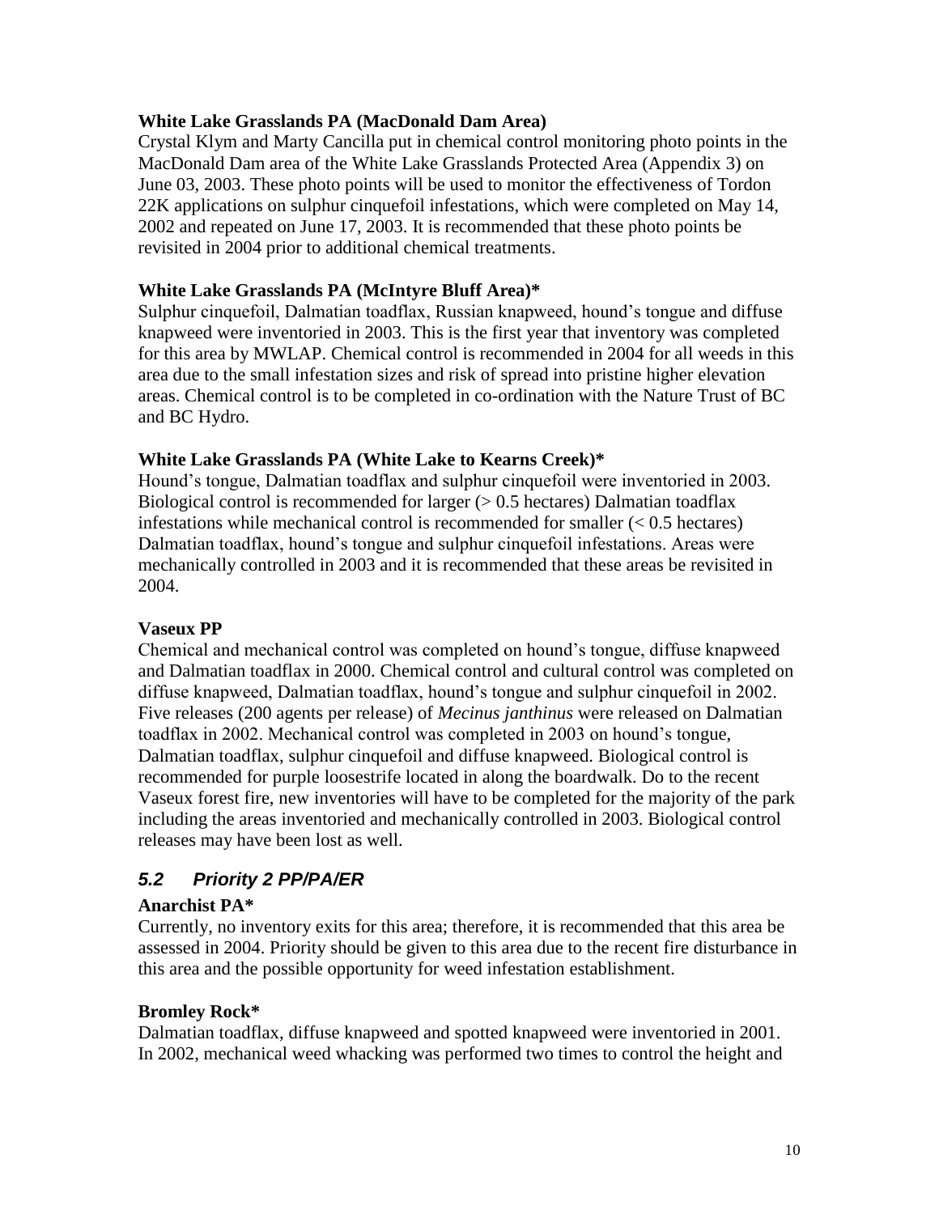**White Lake Grasslands PA (MacDonald Dam Area)**

Crystal Klym and Marty Cancilla put in chemical control monitoring photo points in the MacDonald Dam area of the White Lake Grasslands Protected Area (Appendix 3) on June 03, 2003. These photo points will be used to monitor the effectiveness of Tordon 22K applications on sulphur cinquefoil infestations, which were completed on May 14, 2002 and repeated on June 17, 2003. It is recommended that these photo points be revisited in 2004 prior to additional chemical treatments.

**White Lake Grasslands PA (McIntyre Bluff Area)***

Sulphur cinquefoil, Dalmatian toadflax, Russian knapweed, hound's tongue and diffuse knapweed were inventoried in 2003. This is the first year that inventory was completed for this area by MWLAP. Chemical control is recommended in 2004 for all weeds in this area due to the small infestation sizes and risk of spread into pristine higher elevation areas. Chemical control is to be completed in co-ordination with the Nature Trust of BC and BC Hydro.

**White Lake Grasslands PA (White Lake to Kearns Creek)***

Hound's tongue, Dalmatian toadflax and sulphur cinquefoil were inventoried in 2003. Biological control is recommended for larger (> 0.5 hectares) Dalmatian toadflax infestations while mechanical control is recommended for smaller (< 0.5 hectares) Dalmatian toadflax, hound's tongue and sulphur cinquefoil infestations. Areas were mechanically controlled in 2003 and it is recommended that these areas be revisited in 2004.

**Vaseux PP**

Chemical and mechanical control was completed on hound's tongue, diffuse knapweed and Dalmatian toadflax in 2000. Chemical control and cultural control was completed on diffuse knapweed, Dalmatian toadflax, hound's tongue and sulphur cinquefoil in 2002. Five releases (200 agents per release) of *Mecinus janthinus* were released on Dalmatian toadflax in 2002. Mechanical control was completed in 2003 on hound's tongue, Dalmatian toadflax, sulphur cinquefoil and diffuse knapweed. Biological control is recommended for purple loosestrife located in along the boardwalk. Do to the recent Vaseux forest fire, new inventories will have to be completed for the majority of the park including the areas inventoried and mechanically controlled in 2003. Biological control releases may have been lost as well.

## *5.2 Priority 2 PP/PA/ER*

**Anarchist PA***

Currently, no inventory exits for this area; therefore, it is recommended that this area be assessed in 2004. Priority should be given to this area due to the recent fire disturbance in this area and the possible opportunity for weed infestation establishment.

**Bromley Rock***

Dalmatian toadflax, diffuse knapweed and spotted knapweed were inventoried in 2001. In 2002, mechanical weed whacking was performed two times to control the height and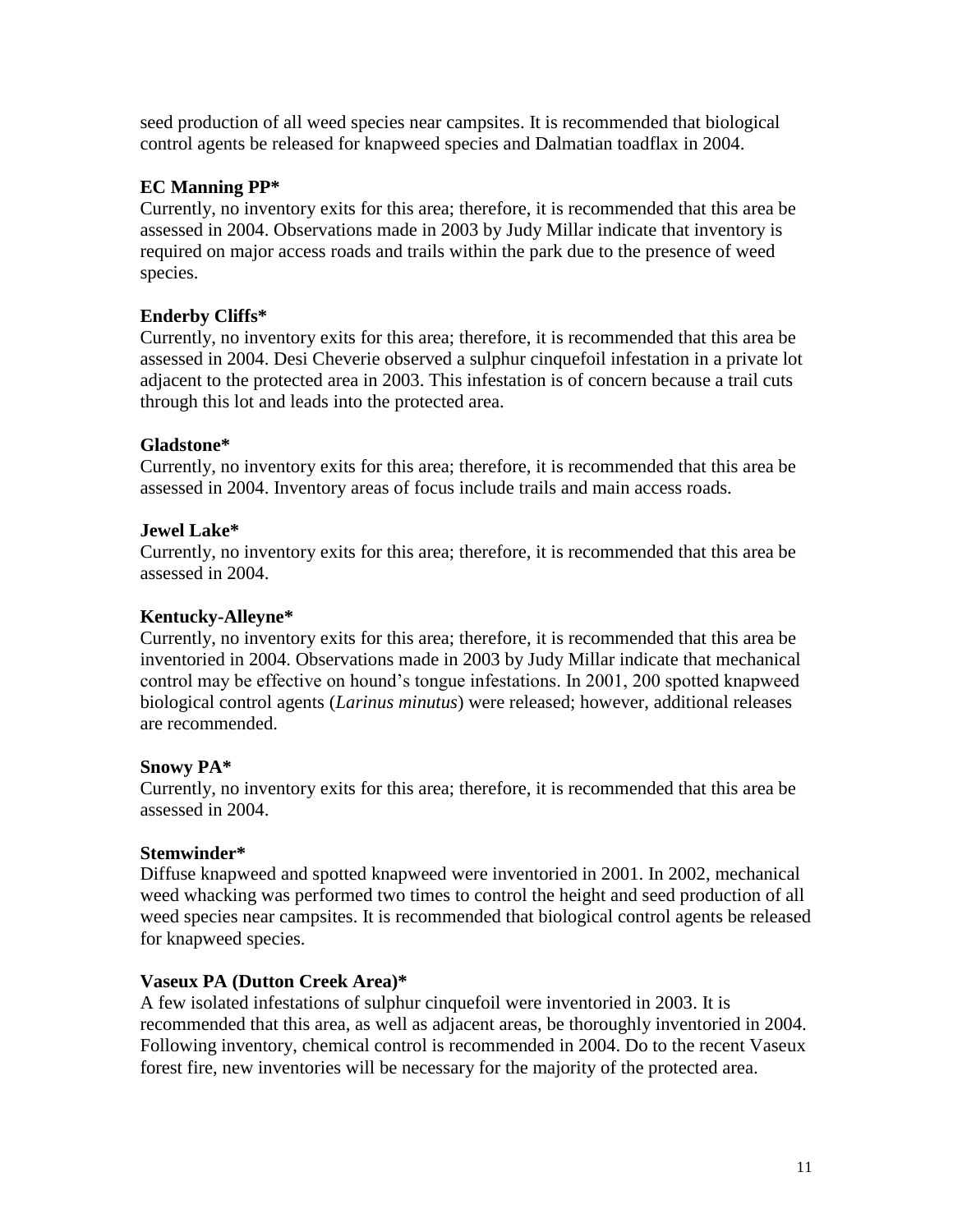seed production of all weed species near campsites. It is recommended that biological control agents be released for knapweed species and Dalmatian toadflax in 2004.

**EC Manning PP***

Currently, no inventory exits for this area; therefore, it is recommended that this area be assessed in 2004. Observations made in 2003 by Judy Millar indicate that inventory is required on major access roads and trails within the park due to the presence of weed species.

**Enderby Cliffs***

Currently, no inventory exits for this area; therefore, it is recommended that this area be assessed in 2004. Desi Cheverie observed a sulphur cinquefoil infestation in a private lot adjacent to the protected area in 2003. This infestation is of concern because a trail cuts through this lot and leads into the protected area.

**Gladstone***

Currently, no inventory exits for this area; therefore, it is recommended that this area be assessed in 2004. Inventory areas of focus include trails and main access roads.

**Jewel Lake***

Currently, no inventory exits for this area; therefore, it is recommended that this area be assessed in 2004.

**Kentucky-Alleyne***

Currently, no inventory exits for this area; therefore, it is recommended that this area be inventoried in 2004. Observations made in 2003 by Judy Millar indicate that mechanical control may be effective on hound's tongue infestations. In 2001, 200 spotted knapweed biological control agents (*Larinus minutus*) were released; however, additional releases are recommended.

**Snowy PA***

Currently, no inventory exits for this area; therefore, it is recommended that this area be assessed in 2004.

**Stemwinder***

Diffuse knapweed and spotted knapweed were inventoried in 2001. In 2002, mechanical weed whacking was performed two times to control the height and seed production of all weed species near campsites. It is recommended that biological control agents be released for knapweed species.

**Vaseux PA (Dutton Creek Area)***

A few isolated infestations of sulphur cinquefoil were inventoried in 2003. It is recommended that this area, as well as adjacent areas, be thoroughly inventoried in 2004. Following inventory, chemical control is recommended in 2004. Do to the recent Vaseux forest fire, new inventories will be necessary for the majority of the protected area.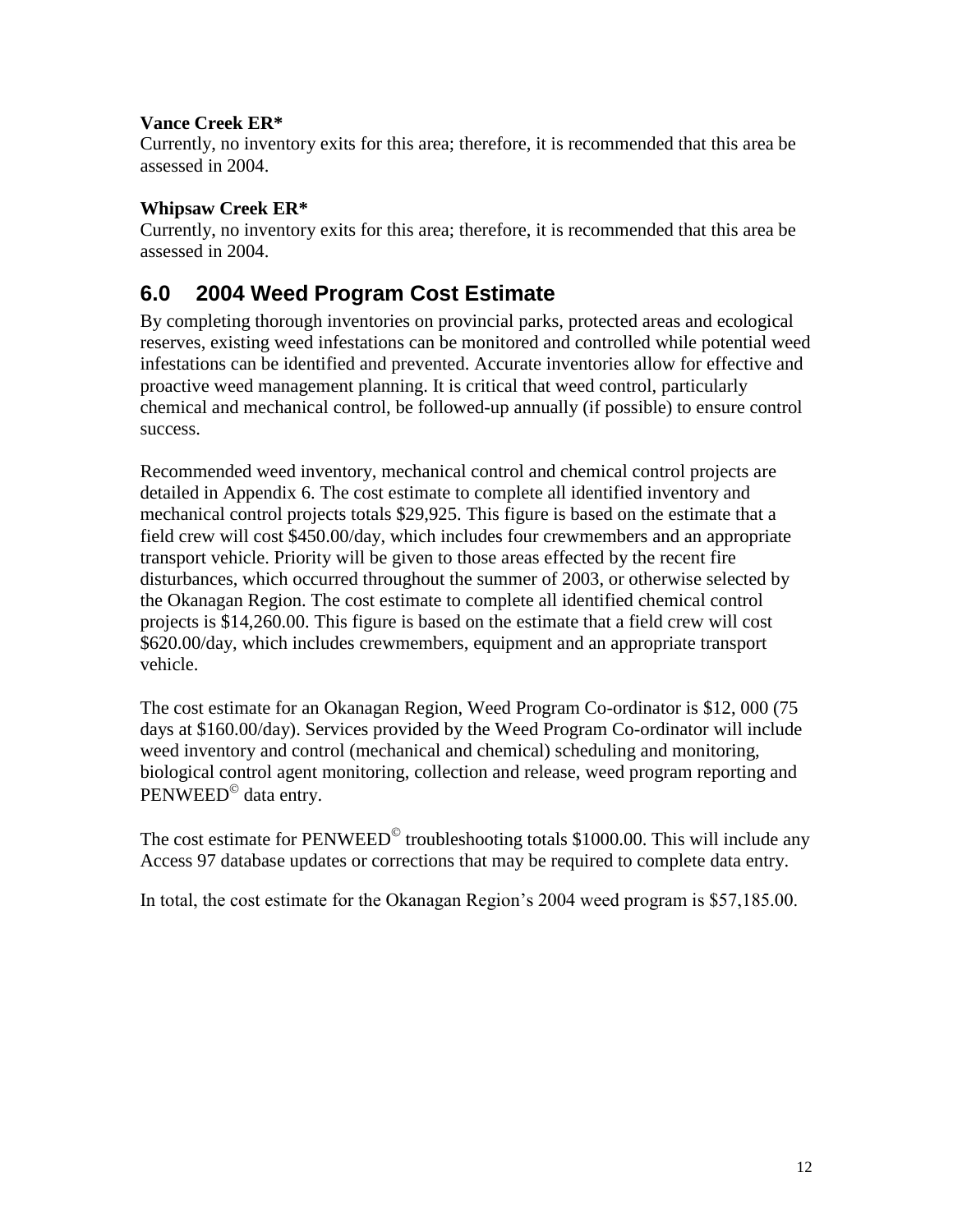**Vance Creek ER***
Currently, no inventory exits for this area; therefore, it is recommended that this area be assessed in 2004.

**Whipsaw Creek ER***
Currently, no inventory exits for this area; therefore, it is recommended that this area be assessed in 2004.

## 6.0 2004 Weed Program Cost Estimate

By completing thorough inventories on provincial parks, protected areas and ecological reserves, existing weed infestations can be monitored and controlled while potential weed infestations can be identified and prevented. Accurate inventories allow for effective and proactive weed management planning. It is critical that weed control, particularly chemical and mechanical control, be followed-up annually (if possible) to ensure control success.

Recommended weed inventory, mechanical control and chemical control projects are detailed in Appendix 6. The cost estimate to complete all identified inventory and mechanical control projects totals $29,925. This figure is based on the estimate that a field crew will cost $450.00/day, which includes four crewmembers and an appropriate transport vehicle. Priority will be given to those areas effected by the recent fire disturbances, which occurred throughout the summer of 2003, or otherwise selected by the Okanagan Region. The cost estimate to complete all identified chemical control projects is $14,260.00. This figure is based on the estimate that a field crew will cost $620.00/day, which includes crewmembers, equipment and an appropriate transport vehicle.

The cost estimate for an Okanagan Region, Weed Program Co-ordinator is $12, 000 (75 days at $160.00/day). Services provided by the Weed Program Co-ordinator will include weed inventory and control (mechanical and chemical) scheduling and monitoring, biological control agent monitoring, collection and release, weed program reporting and PENWEED© data entry.

The cost estimate for PENWEED© troubleshooting totals $1000.00. This will include any Access 97 database updates or corrections that may be required to complete data entry.

In total, the cost estimate for the Okanagan Region's 2004 weed program is $57,185.00.